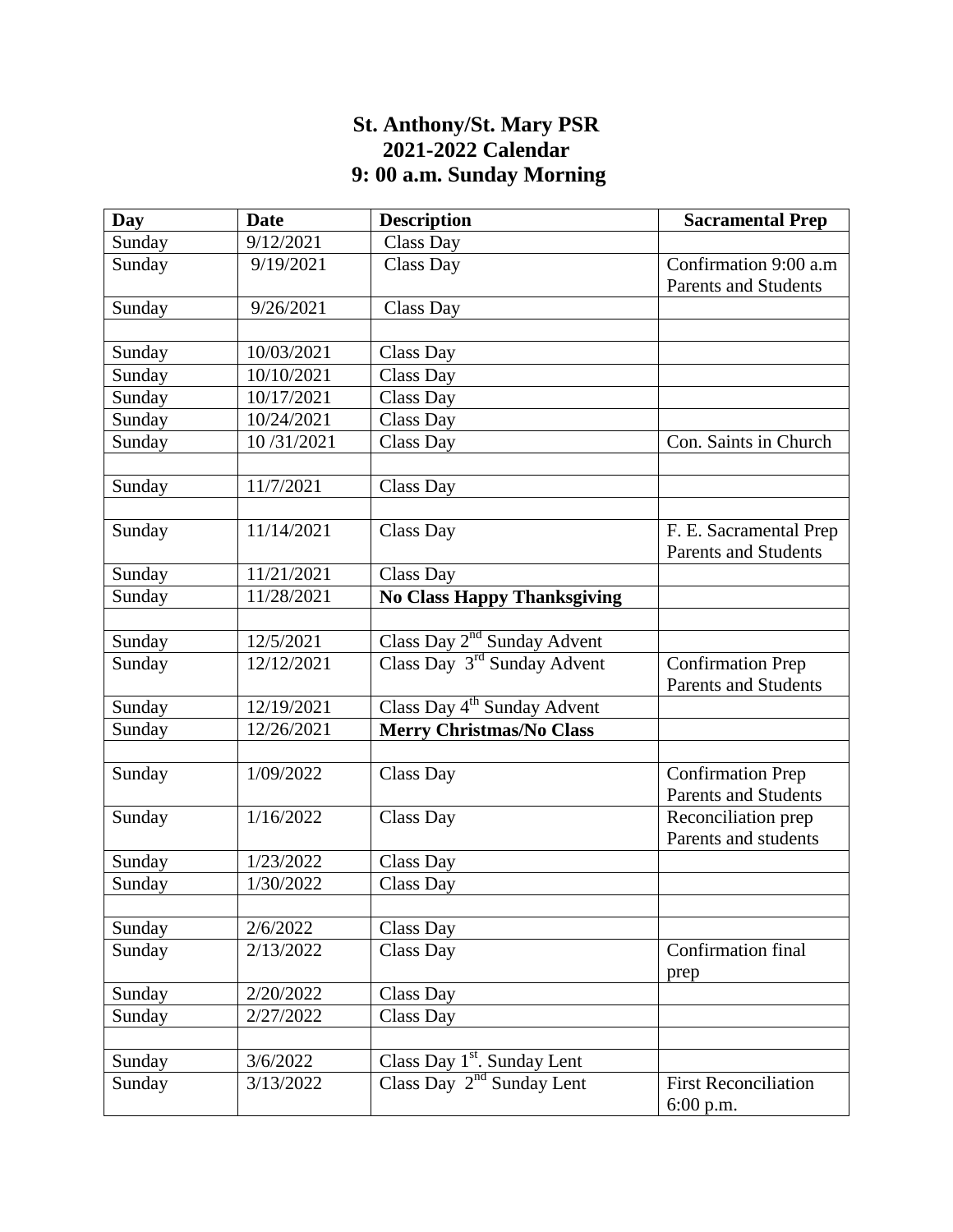# St. Anthony/St. Mary PSR
# 2021-2022 Calendar
# 9: 00 a.m. Sunday Morning

| **Day** | **Date** | **Description** | **Sacramental Prep** |
|---|---|---|---|
| Sunday | 9/12/2021 | Class Day | |
| Sunday | 9/19/2021 | Class Day | Confirmation 9:00 a.m Parents and Students |
| Sunday | 9/26/2021 | Class Day | |
| | | | |
| Sunday | 10/03/2021 | Class Day | |
| Sunday | 10/10/2021 | Class Day | |
| Sunday | 10/17/2021 | Class Day | |
| Sunday | 10/24/2021 | Class Day | |
| Sunday | 10 /31/2021 | Class Day | Con. Saints in Church |
| | | | |
| Sunday | 11/7/2021 | Class Day | |
| | | | |
| Sunday | 11/14/2021 | Class Day | F. E. Sacramental Prep Parents and Students |
| Sunday | 11/21/2021 | Class Day | |
| Sunday | 11/28/2021 | **No Class Happy Thanksgiving** | |
| | | | |
| Sunday | 12/5/2021 | Class Day 2nd Sunday Advent | |
| Sunday | 12/12/2021 | Class Day 3rd Sunday Advent | Confirmation Prep Parents and Students |
| Sunday | 12/19/2021 | Class Day 4th Sunday Advent | |
| Sunday | 12/26/2021 | **Merry Christmas/No Class** | |
| | | | |
| Sunday | 1/09/2022 | Class Day | Confirmation Prep Parents and Students |
| Sunday | 1/16/2022 | Class Day | Reconciliation prep Parents and students |
| Sunday | 1/23/2022 | Class Day | |
| Sunday | 1/30/2022 | Class Day | |
| | | | |
| Sunday | 2/6/2022 | Class Day | |
| Sunday | 2/13/2022 | Class Day | Confirmation final prep |
| Sunday | 2/20/2022 | Class Day | |
| Sunday | 2/27/2022 | Class Day | |
| | | | |
| Sunday | 3/6/2022 | Class Day 1st. Sunday Lent | |
| Sunday | 3/13/2022 | Class Day 2nd Sunday Lent | First Reconciliation 6:00 p.m. |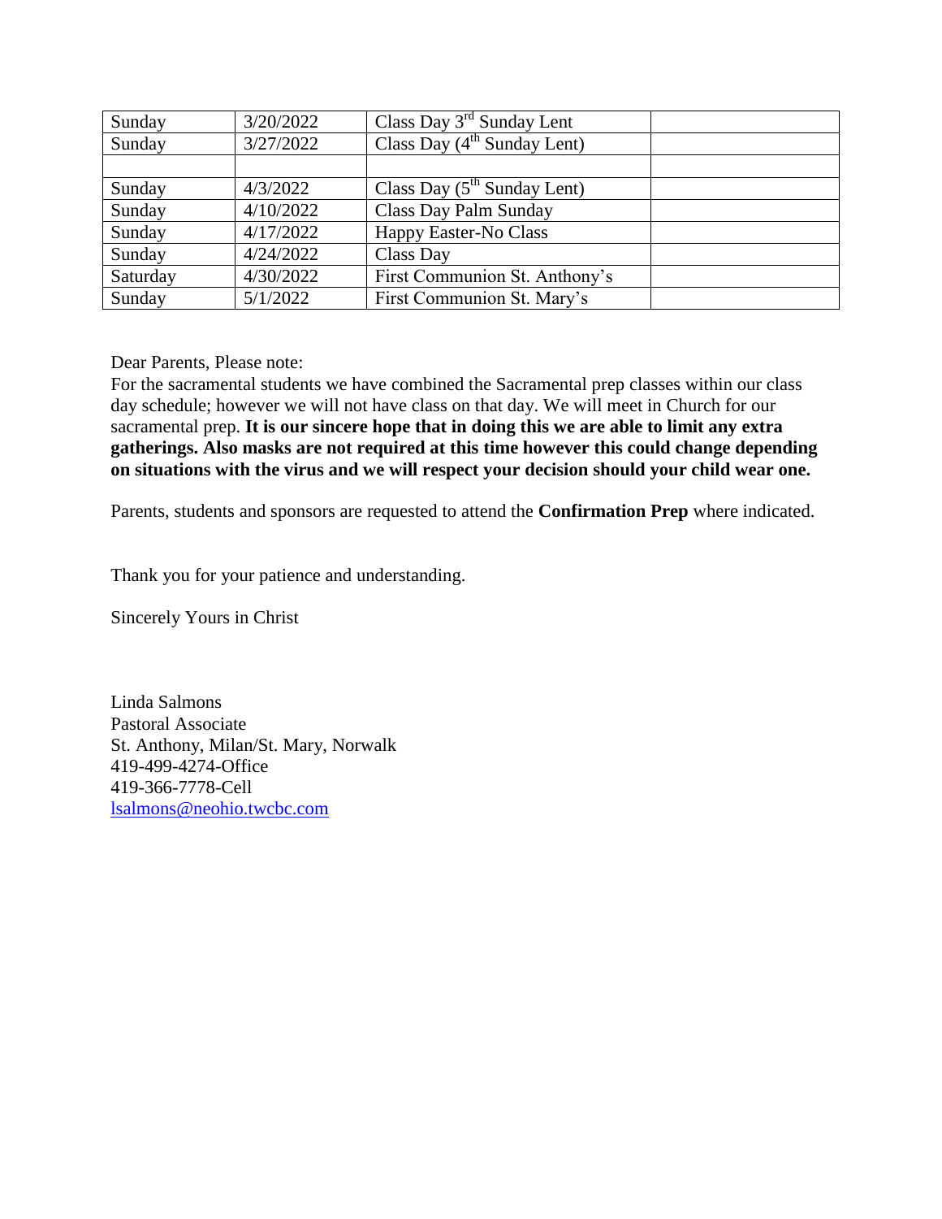| | | | |
|---|---|---|---|
| Sunday | 3/20/2022 | Class Day 3rd Sunday Lent | |
| Sunday | 3/27/2022 | Class Day (4th Sunday Lent) | |
| | | | |
| Sunday | 4/3/2022 | Class Day (5th Sunday Lent) | |
| Sunday | 4/10/2022 | Class Day Palm Sunday | |
| Sunday | 4/17/2022 | Happy Easter-No Class | |
| Sunday | 4/24/2022 | Class Day | |
| Saturday | 4/30/2022 | First Communion St. Anthony's | |
| Sunday | 5/1/2022 | First Communion St. Mary's | |

Dear Parents, Please note:
For the sacramental students we have combined the Sacramental prep classes within our class day schedule; however we will not have class on that day. We will meet in Church for our sacramental prep. **It is our sincere hope that in doing this we are able to limit any extra gatherings. Also masks are not required at this time however this could change depending on situations with the virus and we will respect your decision should your child wear one.**

Parents, students and sponsors are requested to attend the **Confirmation Prep** where indicated.

Thank you for your patience and understanding.

Sincerely Yours in Christ

Linda Salmons
Pastoral Associate
St. Anthony, Milan/St. Mary, Norwalk
419-499-4274-Office
419-366-7778-Cell
lsalmons@neohio.twcbc.com